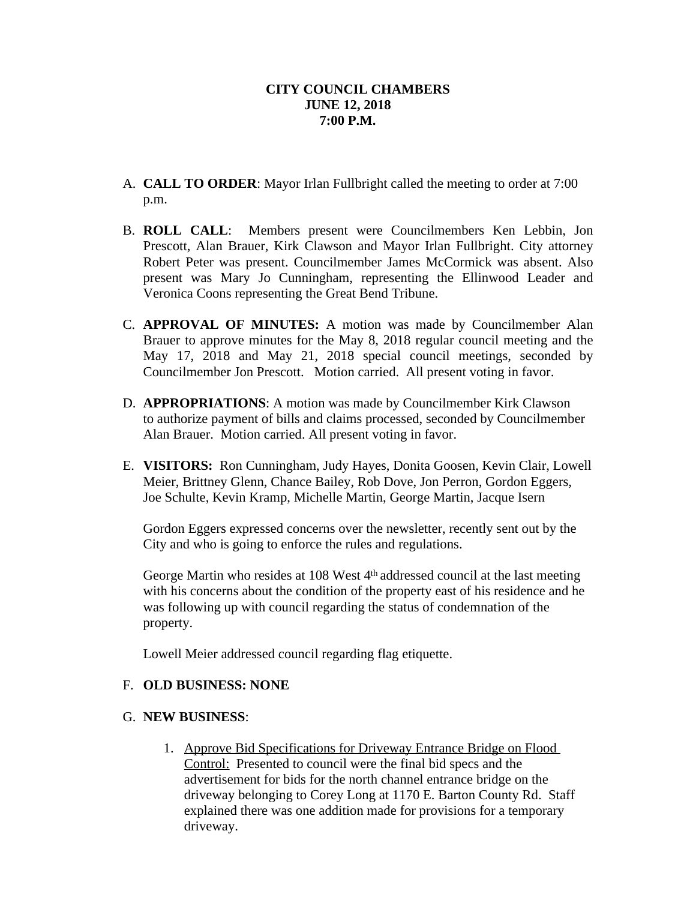**CITY COUNCIL CHAMBERS**
**JUNE 12, 2018**
**7:00 P.M.**

A. **CALL TO ORDER**: Mayor Irlan Fullbright called the meeting to order at 7:00 p.m.

B. **ROLL CALL**: Members present were Councilmembers Ken Lebbin, Jon Prescott, Alan Brauer, Kirk Clawson and Mayor Irlan Fullbright. City attorney Robert Peter was present. Councilmember James McCormick was absent. Also present was Mary Jo Cunningham, representing the Ellinwood Leader and Veronica Coons representing the Great Bend Tribune.

C. **APPROVAL OF MINUTES:** A motion was made by Councilmember Alan Brauer to approve minutes for the May 8, 2018 regular council meeting and the May 17, 2018 and May 21, 2018 special council meetings, seconded by Councilmember Jon Prescott. Motion carried. All present voting in favor.

D. **APPROPRIATIONS**: A motion was made by Councilmember Kirk Clawson to authorize payment of bills and claims processed, seconded by Councilmember Alan Brauer. Motion carried. All present voting in favor.

E. **VISITORS:** Ron Cunningham, Judy Hayes, Donita Goosen, Kevin Clair, Lowell Meier, Brittney Glenn, Chance Bailey, Rob Dove, Jon Perron, Gordon Eggers, Joe Schulte, Kevin Kramp, Michelle Martin, George Martin, Jacque Isern

Gordon Eggers expressed concerns over the newsletter, recently sent out by the City and who is going to enforce the rules and regulations.

George Martin who resides at 108 West 4th addressed council at the last meeting with his concerns about the condition of the property east of his residence and he was following up with council regarding the status of condemnation of the property.

Lowell Meier addressed council regarding flag etiquette.

F. **OLD BUSINESS: NONE**

G. **NEW BUSINESS**:

1. Approve Bid Specifications for Driveway Entrance Bridge on Flood Control: Presented to council were the final bid specs and the advertisement for bids for the north channel entrance bridge on the driveway belonging to Corey Long at 1170 E. Barton County Rd. Staff explained there was one addition made for provisions for a temporary driveway.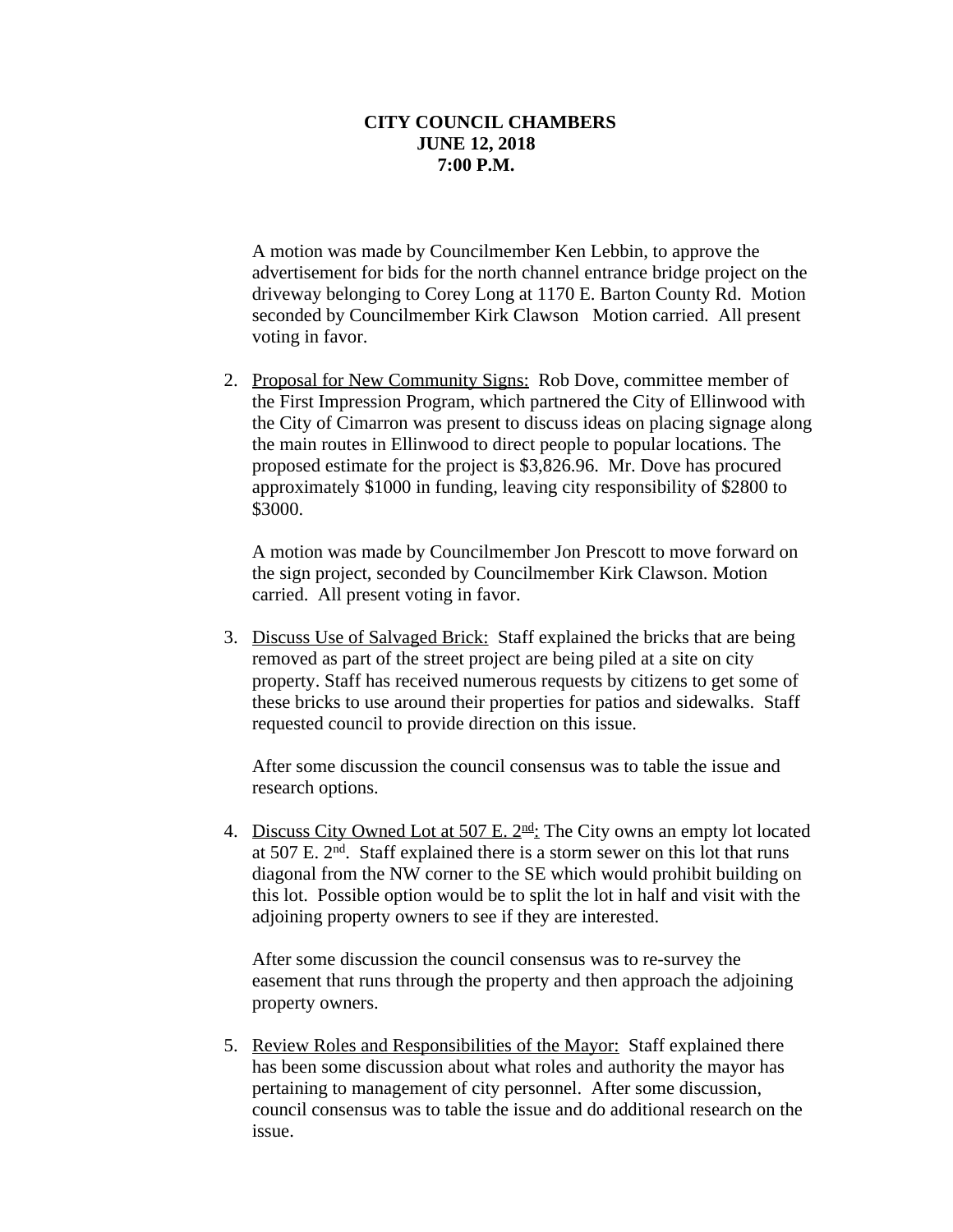**CITY COUNCIL CHAMBERS**
**JUNE 12, 2018**
**7:00 P.M.**

A motion was made by Councilmember Ken Lebbin, to approve the advertisement for bids for the north channel entrance bridge project on the driveway belonging to Corey Long at 1170 E. Barton County Rd. Motion seconded by Councilmember Kirk Clawson Motion carried. All present voting in favor.

2. Proposal for New Community Signs: Rob Dove, committee member of the First Impression Program, which partnered the City of Ellinwood with the City of Cimarron was present to discuss ideas on placing signage along the main routes in Ellinwood to direct people to popular locations. The proposed estimate for the project is $3,826.96. Mr. Dove has procured approximately $1000 in funding, leaving city responsibility of $2800 to $3000.

   A motion was made by Councilmember Jon Prescott to move forward on the sign project, seconded by Councilmember Kirk Clawson. Motion carried. All present voting in favor.

3. Discuss Use of Salvaged Brick: Staff explained the bricks that are being removed as part of the street project are being piled at a site on city property. Staff has received numerous requests by citizens to get some of these bricks to use around their properties for patios and sidewalks. Staff requested council to provide direction on this issue.

   After some discussion the council consensus was to table the issue and research options.

4. Discuss City Owned Lot at 507 E. 2nd: The City owns an empty lot located at 507 E. 2nd. Staff explained there is a storm sewer on this lot that runs diagonal from the NW corner to the SE which would prohibit building on this lot. Possible option would be to split the lot in half and visit with the adjoining property owners to see if they are interested.

   After some discussion the council consensus was to re-survey the easement that runs through the property and then approach the adjoining property owners.

5. Review Roles and Responsibilities of the Mayor: Staff explained there has been some discussion about what roles and authority the mayor has pertaining to management of city personnel. After some discussion, council consensus was to table the issue and do additional research on the issue.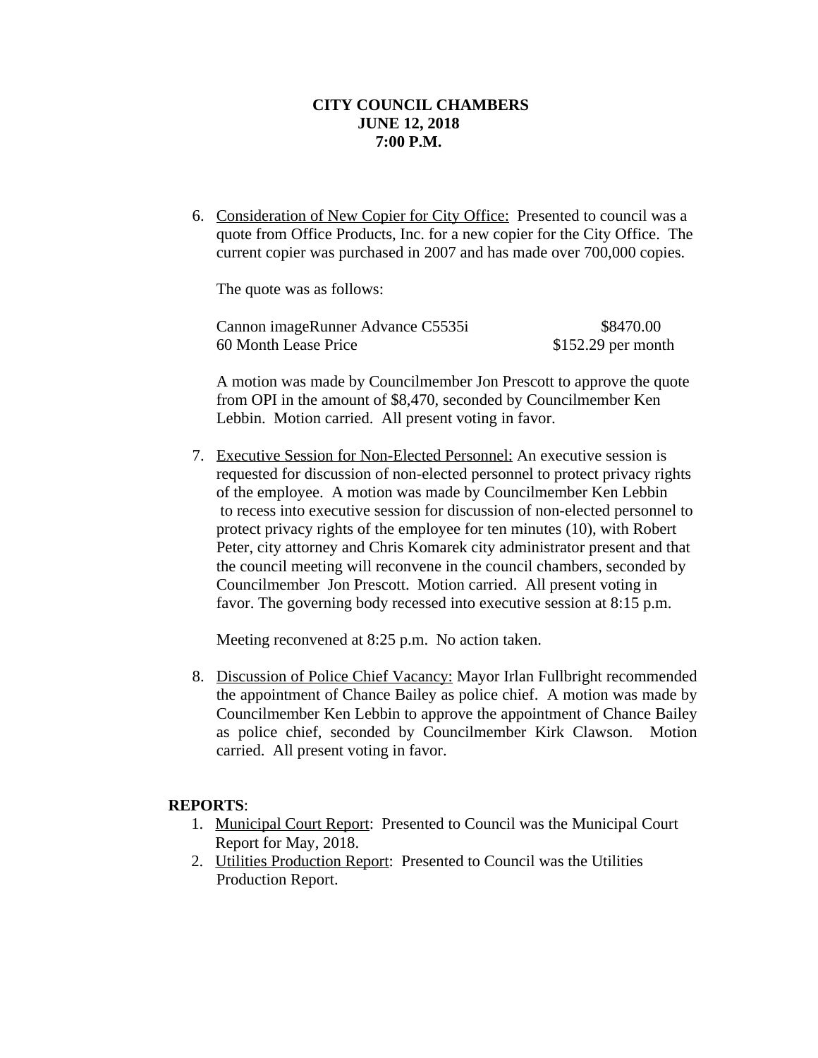**CITY COUNCIL CHAMBERS**
**JUNE 12, 2018**
**7:00 P.M.**

6. Consideration of New Copier for City Office: Presented to council was a quote from Office Products, Inc. for a new copier for the City Office. The current copier was purchased in 2007 and has made over 700,000 copies.

   The quote was as follows:

   | | |
   |---|---|
   | Cannon imageRunner Advance C5535i | \$8470.00 |
   | 60 Month Lease Price | \$152.29 per month |

   A motion was made by Councilmember Jon Prescott to approve the quote from OPI in the amount of \$8,470, seconded by Councilmember Ken Lebbin. Motion carried. All present voting in favor.

7. Executive Session for Non-Elected Personnel: An executive session is requested for discussion of non-elected personnel to protect privacy rights of the employee. A motion was made by Councilmember Ken Lebbin to recess into executive session for discussion of non-elected personnel to protect privacy rights of the employee for ten minutes (10), with Robert Peter, city attorney and Chris Komarek city administrator present and that the council meeting will reconvene in the council chambers, seconded by Councilmember Jon Prescott. Motion carried. All present voting in favor. The governing body recessed into executive session at 8:15 p.m.

   Meeting reconvened at 8:25 p.m. No action taken.

8. Discussion of Police Chief Vacancy: Mayor Irlan Fullbright recommended the appointment of Chance Bailey as police chief. A motion was made by Councilmember Ken Lebbin to approve the appointment of Chance Bailey as police chief, seconded by Councilmember Kirk Clawson. Motion carried. All present voting in favor.

**REPORTS**:

1. Municipal Court Report: Presented to Council was the Municipal Court Report for May, 2018.
2. Utilities Production Report: Presented to Council was the Utilities Production Report.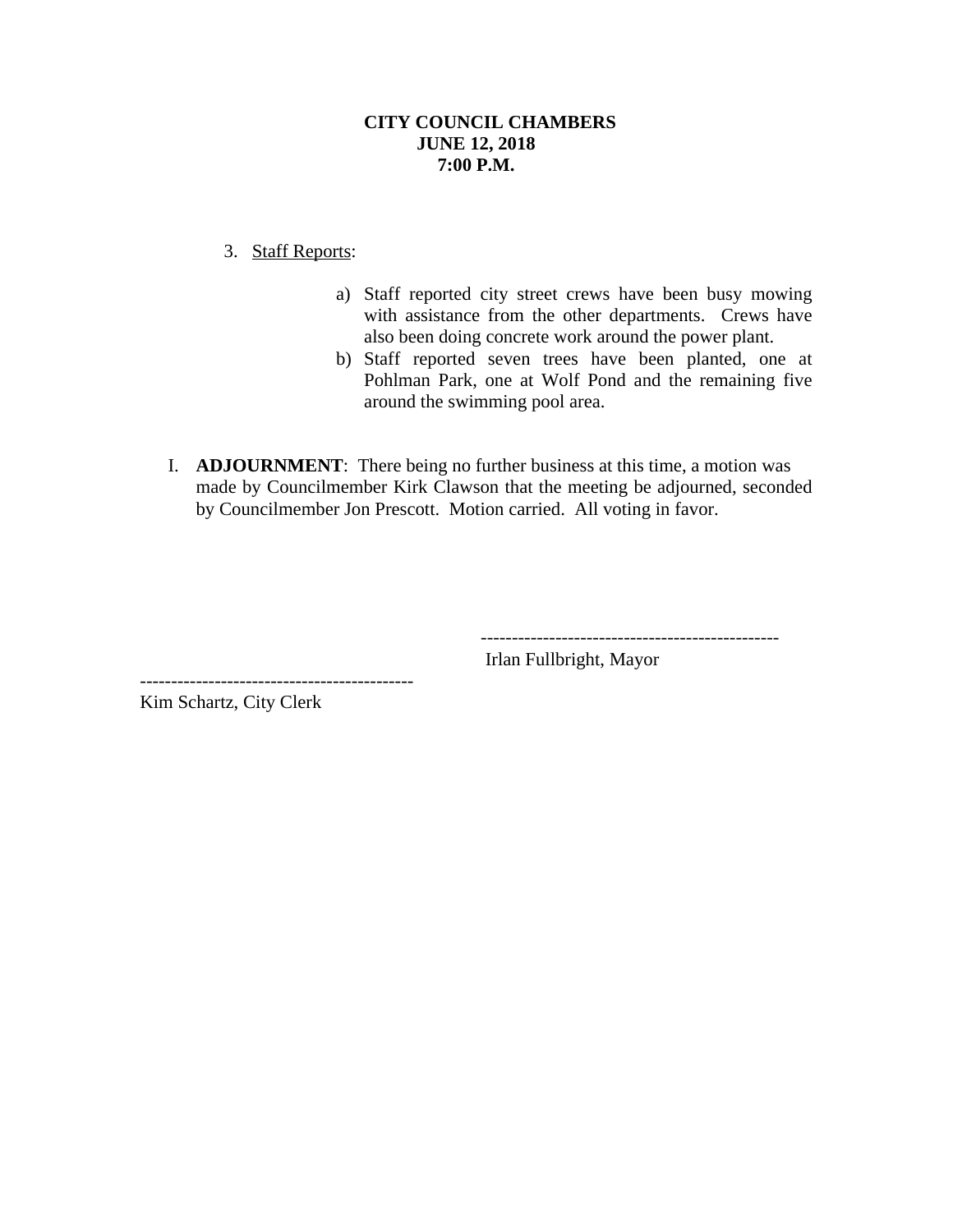**CITY COUNCIL CHAMBERS**
**JUNE 12, 2018**
**7:00 P.M.**

3. Staff Reports:

   a) Staff reported city street crews have been busy mowing with assistance from the other departments. Crews have also been doing concrete work around the power plant.
   b) Staff reported seven trees have been planted, one at Pohlman Park, one at Wolf Pond and the remaining five around the swimming pool area.

I. **ADJOURNMENT**: There being no further business at this time, a motion was made by Councilmember Kirk Clawson that the meeting be adjourned, seconded by Councilmember Jon Prescott. Motion carried. All voting in favor.

-----------------------------------------------
Irlan Fullbright, Mayor

--------------------------------------------
Kim Schartz, City Clerk